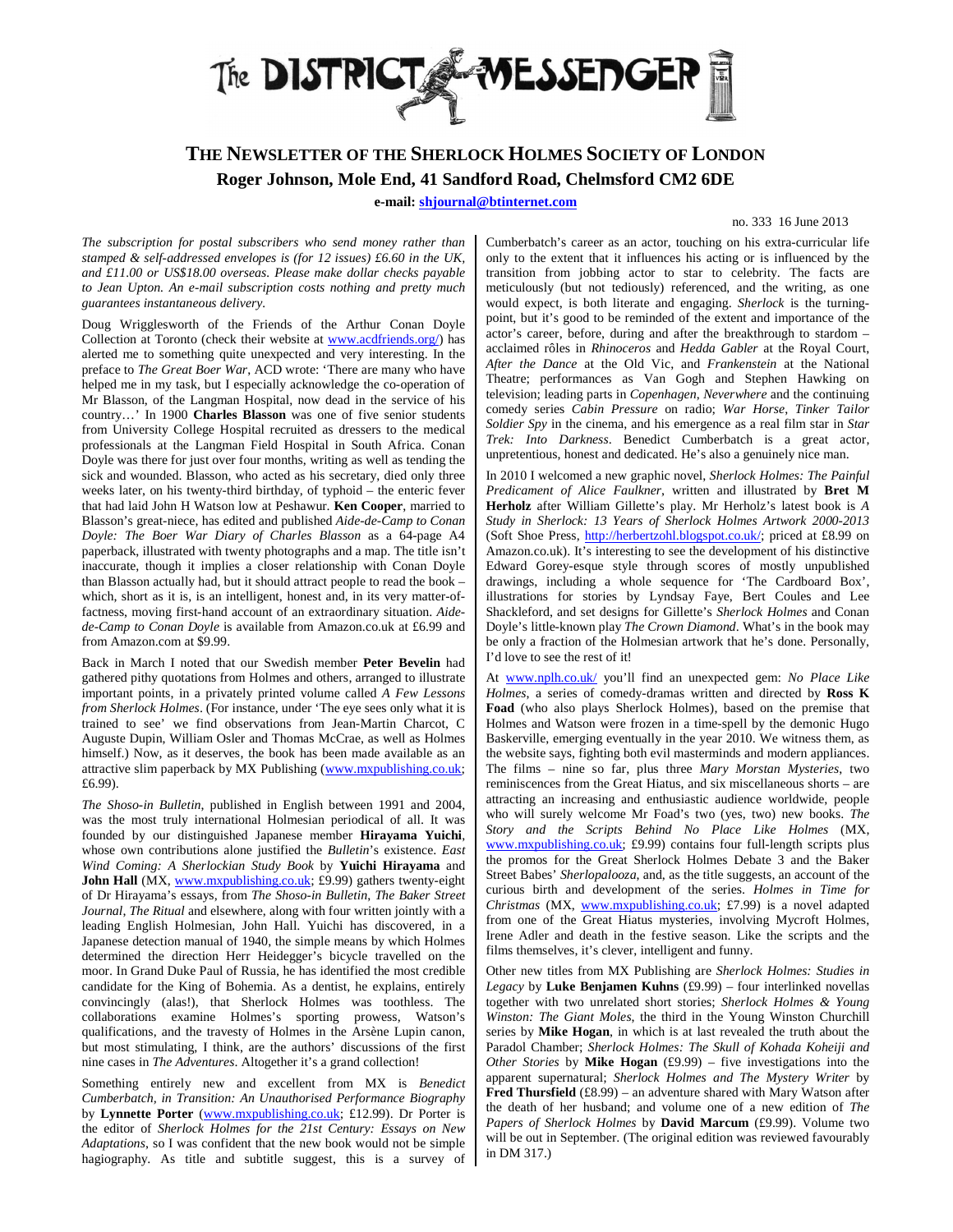# The DISTRICT MESSENGER

## THE NEWSLETTER OF THE SHERLOCK HOLMES SOCIETY OF LONDON

**Roger Johnson, Mole End, 41 Sandford Road, Chelmsford CM2 6DE**

**e-mail: shjournal@btinternet.com**

no. 333 16 June 2013

*The subscription for postal subscribers who send money rather than stamped & self-addressed envelopes is (for 12 issues) £6.60 in the UK, and £11.00 or US$18.00 overseas. Please make dollar checks payable to Jean Upton. An e-mail subscription costs nothing and pretty much guarantees instantaneous delivery.*

Doug Wrigglesworth of the Friends of the Arthur Conan Doyle Collection at Toronto (check their website at www.acdfriends.org/) has alerted me to something quite unexpected and very interesting. In the preface to *The Great Boer War*, ACD wrote: 'There are many who have helped me in my task, but I especially acknowledge the co-operation of Mr Blasson, of the Langman Hospital, now dead in the service of his country…' In 1900 **Charles Blasson** was one of five senior students from University College Hospital recruited as dressers to the medical professionals at the Langman Field Hospital in South Africa. Conan Doyle was there for just over four months, writing as well as tending the sick and wounded. Blasson, who acted as his secretary, died only three weeks later, on his twenty-third birthday, of typhoid – the enteric fever that had laid John H Watson low at Peshawur. **Ken Cooper**, married to Blasson's great-niece, has edited and published *Aide-de-Camp to Conan Doyle: The Boer War Diary of Charles Blasson* as a 64-page A4 paperback, illustrated with twenty photographs and a map. The title isn't inaccurate, though it implies a closer relationship with Conan Doyle than Blasson actually had, but it should attract people to read the book – which, short as it is, is an intelligent, honest and, in its very matter-of-factness, moving first-hand account of an extraordinary situation. *Aide-de-Camp to Conan Doyle* is available from Amazon.co.uk at £6.99 and from Amazon.com at $9.99.

Back in March I noted that our Swedish member **Peter Bevelin** had gathered pithy quotations from Holmes and others, arranged to illustrate important points, in a privately printed volume called *A Few Lessons from Sherlock Holmes*. (For instance, under 'The eye sees only what it is trained to see' we find observations from Jean-Martin Charcot, C Auguste Dupin, William Osler and Thomas McCrae, as well as Holmes himself.) Now, as it deserves, the book has been made available as an attractive slim paperback by MX Publishing (www.mxpublishing.co.uk; £6.99).

*The Shoso-in Bulletin*, published in English between 1991 and 2004, was the most truly international Holmesian periodical of all. It was founded by our distinguished Japanese member **Hirayama Yuichi**, whose own contributions alone justified the *Bulletin*'s existence. *East Wind Coming: A Sherlockian Study Book* by **Yuichi Hirayama** and **John Hall** (MX, www.mxpublishing.co.uk; £9.99) gathers twenty-eight of Dr Hirayama's essays, from *The Shoso-in Bulletin*, *The Baker Street Journal*, *The Ritual* and elsewhere, along with four written jointly with a leading English Holmesian, John Hall. Yuichi has discovered, in a Japanese detection manual of 1940, the simple means by which Holmes determined the direction Herr Heidegger's bicycle travelled on the moor. In Grand Duke Paul of Russia, he has identified the most credible candidate for the King of Bohemia. As a dentist, he explains, entirely convincingly (alas!), that Sherlock Holmes was toothless. The collaborations examine Holmes's sporting prowess, Watson's qualifications, and the travesty of Holmes in the Arsène Lupin canon, but most stimulating, I think, are the authors' discussions of the first nine cases in *The Adventures*. Altogether it's a grand collection!

Something entirely new and excellent from MX is *Benedict Cumberbatch, in Transition: An Unauthorised Performance Biography* by **Lynnette Porter** (www.mxpublishing.co.uk; £12.99). Dr Porter is the editor of *Sherlock Holmes for the 21st Century: Essays on New Adaptations*, so I was confident that the new book would not be simple hagiography. As title and subtitle suggest, this is a survey of Cumberbatch's career as an actor, touching on his extra-curricular life only to the extent that it influences his acting or is influenced by the transition from jobbing actor to star to celebrity. The facts are meticulously (but not tediously) referenced, and the writing, as one would expect, is both literate and engaging. *Sherlock* is the turning-point, but it's good to be reminded of the extent and importance of the actor's career, before, during and after the breakthrough to stardom – acclaimed rôles in *Rhinoceros* and *Hedda Gabler* at the Royal Court, *After the Dance* at the Old Vic, and *Frankenstein* at the National Theatre; performances as Van Gogh and Stephen Hawking on television; leading parts in *Copenhagen*, *Neverwhere* and the continuing comedy series *Cabin Pressure* on radio; *War Horse*, *Tinker Tailor Soldier Spy* in the cinema, and his emergence as a real film star in *Star Trek: Into Darkness*. Benedict Cumberbatch is a great actor, unpretentious, honest and dedicated. He's also a genuinely nice man.

In 2010 I welcomed a new graphic novel, *Sherlock Holmes: The Painful Predicament of Alice Faulkner*, written and illustrated by **Bret M Herholz** after William Gillette's play. Mr Herholz's latest book is *A Study in Sherlock: 13 Years of Sherlock Holmes Artwork 2000-2013* (Soft Shoe Press, http://herbertzohl.blogspot.co.uk/; priced at £8.99 on Amazon.co.uk). It's interesting to see the development of his distinctive Edward Gorey-esque style through scores of mostly unpublished drawings, including a whole sequence for 'The Cardboard Box', illustrations for stories by Lyndsay Faye, Bert Coules and Lee Shackleford, and set designs for Gillette's *Sherlock Holmes* and Conan Doyle's little-known play *The Crown Diamond*. What's in the book may be only a fraction of the Holmesian artwork that he's done. Personally, I'd love to see the rest of it!

At www.nplh.co.uk/ you'll find an unexpected gem: *No Place Like Holmes*, a series of comedy-dramas written and directed by **Ross K Foad** (who also plays Sherlock Holmes), based on the premise that Holmes and Watson were frozen in a time-spell by the demonic Hugo Baskerville, emerging eventually in the year 2010. We witness them, as the website says, fighting both evil masterminds and modern appliances. The films – nine so far, plus three *Mary Morstan Mysteries*, two reminiscences from the Great Hiatus, and six miscellaneous shorts – are attracting an increasing and enthusiastic audience worldwide, people who will surely welcome Mr Foad's two (yes, two) new books. *The Story and the Scripts Behind No Place Like Holmes* (MX, www.mxpublishing.co.uk; £9.99) contains four full-length scripts plus the promos for the Great Sherlock Holmes Debate 3 and the Baker Street Babes' *Sherlopalooza*, and, as the title suggests, an account of the curious birth and development of the series. *Holmes in Time for Christmas* (MX, www.mxpublishing.co.uk; £7.99) is a novel adapted from one of the Great Hiatus mysteries, involving Mycroft Holmes, Irene Adler and death in the festive season. Like the scripts and the films themselves, it's clever, intelligent and funny.

Other new titles from MX Publishing are *Sherlock Holmes: Studies in Legacy* by **Luke Benjamen Kuhns** (£9.99) – four interlinked novellas together with two unrelated short stories; *Sherlock Holmes & Young Winston: The Giant Moles*, the third in the Young Winston Churchill series by **Mike Hogan**, in which is at last revealed the truth about the Paradol Chamber; *Sherlock Holmes: The Skull of Kohada Koheiji and Other Stories* by **Mike Hogan** (£9.99) – five investigations into the apparent supernatural; *Sherlock Holmes and The Mystery Writer* by **Fred Thursfield** (£8.99) – an adventure shared with Mary Watson after the death of her husband; and volume one of a new edition of *The Papers of Sherlock Holmes* by **David Marcum** (£9.99). Volume two will be out in September. (The original edition was reviewed favourably in DM 317.)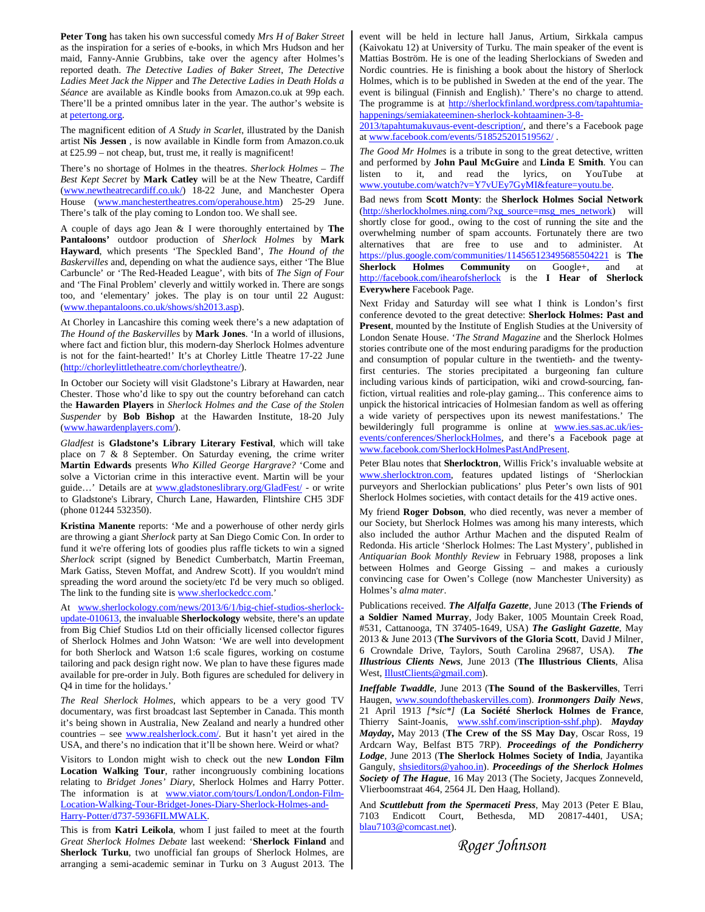**Peter Tong** has taken his own successful comedy *Mrs H of Baker Street* as the inspiration for a series of e-books, in which Mrs Hudson and her maid, Fanny-Annie Grubbins, take over the agency after Holmes's reported death. *The Detective Ladies of Baker Street*, *The Detective Ladies Meet Jack the Nipper* and *The Detective Ladies in Death Holds a Séance* are available as Kindle books from Amazon.co.uk at 99p each. There'll be a printed omnibus later in the year. The author's website is at petertong.org.

The magnificent edition of *A Study in Scarlet*, illustrated by the Danish artist **Nis Jessen** , is now available in Kindle form from Amazon.co.uk at £25.99 – not cheap, but, trust me, it really is magnificent!

There's no shortage of Holmes in the theatres. *Sherlock Holmes – The Best Kept Secret* by **Mark Catley** will be at the New Theatre, Cardiff (www.newtheatrecardiff.co.uk/) 18-22 June, and Manchester Opera House (www.manchestertheatres.com/operahouse.htm) 25-29 June. There's talk of the play coming to London too. We shall see.

A couple of days ago Jean & I were thoroughly entertained by **The Pantaloons'** outdoor production of *Sherlock Holmes* by **Mark Hayward**, which presents 'The Speckled Band', *The Hound of the Baskervilles* and, depending on what the audience says, either 'The Blue Carbuncle' or 'The Red-Headed League', with bits of *The Sign of Four* and 'The Final Problem' cleverly and wittily worked in. There are songs too, and 'elementary' jokes. The play is on tour until 22 August: (www.thepantaloons.co.uk/shows/sh2013.asp).

At Chorley in Lancashire this coming week there's a new adaptation of *The Hound of the Baskervilles* by **Mark Jones**. 'In a world of illusions, where fact and fiction blur, this modern-day Sherlock Holmes adventure is not for the faint-hearted!' It's at Chorley Little Theatre 17-22 June (http://chorleylittletheatre.com/chorleytheatre/).

In October our Society will visit Gladstone's Library at Hawarden, near Chester. Those who'd like to spy out the country beforehand can catch the **Hawarden Players** in *Sherlock Holmes and the Case of the Stolen Suspender* by **Bob Bishop** at the Hawarden Institute, 18-20 July (www.hawardenplayers.com/).

*Gladfest* is **Gladstone's Library Literary Festival**, which will take place on 7 & 8 September. On Saturday evening, the crime writer **Martin Edwards** presents *Who Killed George Hargrave?* 'Come and solve a Victorian crime in this interactive event. Martin will be your guide…' Details are at www.gladstoneslibrary.org/GladFest/ - or write to Gladstone's Library, Church Lane, Hawarden, Flintshire CH5 3DF (phone 01244 532350).

**Kristina Manente** reports: 'Me and a powerhouse of other nerdy girls are throwing a giant *Sherlock* party at San Diego Comic Con. In order to fund it we're offering lots of goodies plus raffle tickets to win a signed *Sherlock* script (signed by Benedict Cumberbatch, Martin Freeman, Mark Gatiss, Steven Moffat, and Andrew Scott). If you wouldn't mind spreading the word around the society/etc I'd be very much so obliged. The link to the funding site is www.sherlockedcc.com.'

At www.sherlockology.com/news/2013/6/1/big-chief-studios-sherlock-update-010613, the invaluable **Sherlockology** website, there's an update from Big Chief Studios Ltd on their officially licensed collector figures of Sherlock Holmes and John Watson: 'We are well into development for both Sherlock and Watson 1:6 scale figures, working on costume tailoring and pack design right now. We plan to have these figures made available for pre-order in July. Both figures are scheduled for delivery in Q4 in time for the holidays.'

*The Real Sherlock Holmes*, which appears to be a very good TV documentary, was first broadcast last September in Canada. This month it's being shown in Australia, New Zealand and nearly a hundred other countries – see www.realsherlock.com/. But it hasn't yet aired in the USA, and there's no indication that it'll be shown here. Weird or what?

Visitors to London might wish to check out the new **London Film Location Walking Tour**, rather incongruously combining locations relating to *Bridget Jones' Diary*, Sherlock Holmes and Harry Potter. The information is at www.viator.com/tours/London/London-Film-Location-Walking-Tour-Bridget-Jones-Diary-Sherlock-Holmes-and-Harry-Potter/d737-5936FILMWALK.

This is from **Katri Leikola**, whom I just failed to meet at the fourth *Great Sherlock Holmes Debate* last weekend: '**Sherlock Finland** and **Sherlock Turku**, two unofficial fan groups of Sherlock Holmes, are arranging a semi-academic seminar in Turku on 3 August 2013. The event will be held in lecture hall Janus, Artium, Sirkkala campus (Kaivokatu 12) at University of Turku. The main speaker of the event is Mattias Boström. He is one of the leading Sherlockians of Sweden and Nordic countries. He is finishing a book about the history of Sherlock Holmes, which is to be published in Sweden at the end of the year. The event is bilingual (Finnish and English).' There's no charge to attend. The programme is at http://sherlockfinland.wordpress.com/tapahtumia-happenings/semiakateeminen-sherlock-kohtaaminen-3-8-2013/tapahtumakuvaus-event-description/, and there's a Facebook page at www.facebook.com/events/518525201519562/ .

*The Good Mr Holmes* is a tribute in song to the great detective, written and performed by **John Paul McGuire** and **Linda E Smith**. You can listen to it, and read the lyrics, on YouTube at www.youtube.com/watch?v=Y7vUEy7GyMI&feature=youtu.be.

Bad news from **Scott Monty**: the **Sherlock Holmes Social Network** (http://sherlockholmes.ning.com/?xg_source=msg_mes_network) will shortly close for good., owing to the cost of running the site and the overwhelming number of spam accounts. Fortunately there are two alternatives that are free to use and to administer. At https://plus.google.com/communities/114565123495685504221 is **The Sherlock Holmes Community** on Google+, and at http://facebook.com/ihearofsherlock is the **I Hear of Sherlock Everywhere** Facebook Page.

Next Friday and Saturday will see what I think is London's first conference devoted to the great detective: **Sherlock Holmes: Past and Present**, mounted by the Institute of English Studies at the University of London Senate House. '*The Strand Magazine* and the Sherlock Holmes stories contribute one of the most enduring paradigms for the production and consumption of popular culture in the twentieth- and the twenty-first centuries. The stories precipitated a burgeoning fan culture including various kinds of participation, wiki and crowd-sourcing, fan-fiction, virtual realities and role-play gaming... This conference aims to unpick the historical intricacies of Holmesian fandom as well as offering a wide variety of perspectives upon its newest manifestations.' The bewilderingly full programme is online at www.ies.sas.ac.uk/ies-events/conferences/SherlockHolmes, and there's a Facebook page at www.facebook.com/SherlockHolmesPastAndPresent.

Peter Blau notes that **Sherlocktron**, Willis Frick's invaluable website at www.sherlocktron.com, features updated listings of 'Sherlockian purveyors and Sherlockian publications' plus Peter's own lists of 901 Sherlock Holmes societies, with contact details for the 419 active ones.

My friend **Roger Dobson**, who died recently, was never a member of our Society, but Sherlock Holmes was among his many interests, which also included the author Arthur Machen and the disputed Realm of Redonda. His article 'Sherlock Holmes: The Last Mystery', published in *Antiquarian Book Monthly Review* in February 1988, proposes a link between Holmes and George Gissing – and makes a curiously convincing case for Owen's College (now Manchester University) as Holmes's *alma mater*.

Publications received. ***The Alfalfa Gazette***, June 2013 (**The Friends of a Soldier Named Murray**, Jody Baker, 1005 Mountain Creek Road, #531, Cattanooga, TN 37405-1649, USA) ***The Gaslight Gazette***, May 2013 & June 2013 (**The Survivors of the Gloria Scott**, David J Milner, 6 Crowndale Drive, Taylors, South Carolina 29687, USA). ***The Illustrious Clients News***, June 2013 (**The Illustrious Clients**, Alisa West, IllustClients@gmail.com).

***Ineffable Twaddle***, June 2013 (**The Sound of the Baskervilles**, Terri Haugen, www.soundofthebaskervilles.com). ***Ironmongers Daily News***, 21 April 1913 *[\*sic\*]* (**La Société Sherlock Holmes de France**, Thierry Saint-Joanis, www.sshf.com/inscription-sshf.php). ***Mayday Mayday***, May 2013 (**The Crew of the SS May Day**, Oscar Ross, 19 Ardcarn Way, Belfast BT5 7RP). ***Proceedings of the Pondicherry Lodge***, June 2013 (**The Sherlock Holmes Society of India**, Jayantika Ganguly, shsieditors@yahoo.in). ***Proceedings of the Sherlock Holmes Society of The Hague***, 16 May 2013 (The Society, Jacques Zonneveld, Vlierboomstraat 464, 2564 JL Den Haag, Holland).

And ***Scuttlebutt from the Spermaceti Press***, May 2013 (Peter E Blau, 7103 Endicott Court, Bethesda, MD 20817-4401, USA; blau7103@comcast.net).

*Roger Johnson*